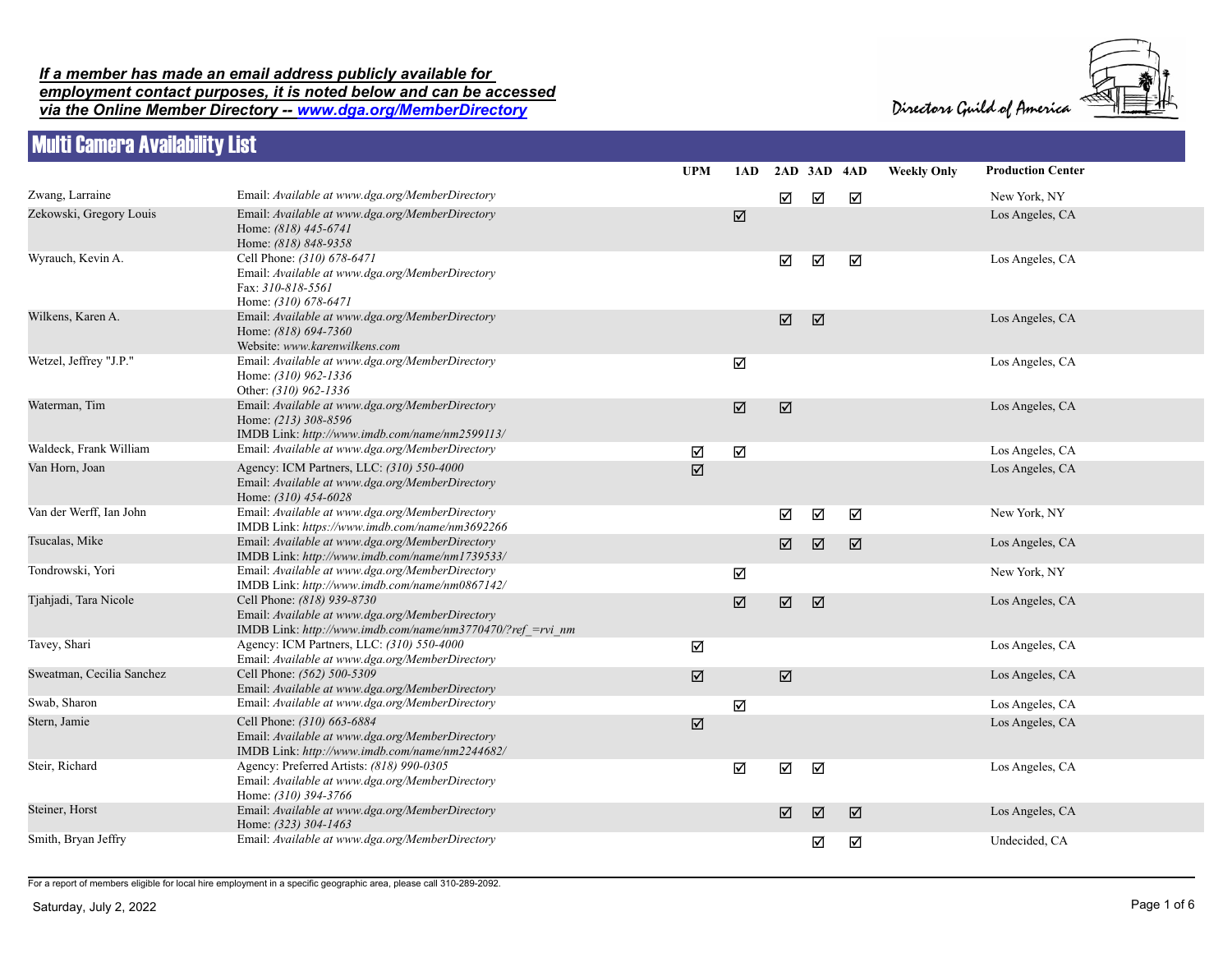***If a member has made an email address publicly available for employment contact purposes, it is noted below and can be accessed via the Online Member Directory -- www.dga.org/MemberDirectory***

Directors Guild of America

# Multi Camera Availability List

| Name | Contact | UPM | 1AD | 2AD | 3AD | 4AD | Weekly Only | Production Center |
|---|---|---|---|---|---|---|---|---|
| Zwang, Larraine | Email: *Available at www.dga.org/MemberDirectory* | | | ☑ | ☑ | ☑ | | New York, NY |
| Zekowski, Gregory Louis | Email: *Available at www.dga.org/MemberDirectory*<br>Home: *(818) 445-6741*<br>Home: *(818) 848-9358* | | ☑ | | | | | Los Angeles, CA |
| Wyrauch, Kevin A. | Cell Phone: *(310) 678-6471*<br>Email: *Available at www.dga.org/MemberDirectory*<br>Fax: *310-818-5561*<br>Home: *(310) 678-6471* | | | ☑ | ☑ | ☑ | | Los Angeles, CA |
| Wilkens, Karen A. | Email: *Available at www.dga.org/MemberDirectory*<br>Home: *(818) 694-7360*<br>Website: *www.karenwilkens.com* | | | ☑ | ☑ | | | Los Angeles, CA |
| Wetzel, Jeffrey "J.P." | Email: *Available at www.dga.org/MemberDirectory*<br>Home: *(310) 962-1336*<br>Other: *(310) 962-1336* | | ☑ | | | | | Los Angeles, CA |
| Waterman, Tim | Email: *Available at www.dga.org/MemberDirectory*<br>Home: *(213) 308-8596*<br>IMDB Link: *http://www.imdb.com/name/nm2599113/* | | ☑ | ☑ | | | | Los Angeles, CA |
| Waldeck, Frank William | Email: *Available at www.dga.org/MemberDirectory* | ☑ | ☑ | | | | | Los Angeles, CA |
| Van Horn, Joan | Agency: ICM Partners, LLC: *(310) 550-4000*<br>Email: *Available at www.dga.org/MemberDirectory*<br>Home: *(310) 454-6028* | ☑ | | | | | | Los Angeles, CA |
| Van der Werff, Ian John | Email: *Available at www.dga.org/MemberDirectory*<br>IMDB Link: *https://www.imdb.com/name/nm3692266* | | | ☑ | ☑ | ☑ | | New York, NY |
| Tsucalas, Mike | Email: *Available at www.dga.org/MemberDirectory*<br>IMDB Link: *http://www.imdb.com/name/nm1739533/* | | | ☑ | ☑ | ☑ | | Los Angeles, CA |
| Tondrowski, Yori | Email: *Available at www.dga.org/MemberDirectory*<br>IMDB Link: *http://www.imdb.com/name/nm0867142/* | | ☑ | | | | | New York, NY |
| Tjahjadi, Tara Nicole | Cell Phone: *(818) 939-8730*<br>Email: *Available at www.dga.org/MemberDirectory*<br>IMDB Link: *http://www.imdb.com/name/nm3770470/?ref_=rvi_nm* | | ☑ | ☑ | ☑ | | | Los Angeles, CA |
| Tavey, Shari | Agency: ICM Partners, LLC: *(310) 550-4000*<br>Email: *Available at www.dga.org/MemberDirectory* | ☑ | | | | | | Los Angeles, CA |
| Sweatman, Cecilia Sanchez | Cell Phone: *(562) 500-5309*<br>Email: *Available at www.dga.org/MemberDirectory* | ☑ | | ☑ | | | | Los Angeles, CA |
| Swab, Sharon | Email: *Available at www.dga.org/MemberDirectory* | | ☑ | | | | | Los Angeles, CA |
| Stern, Jamie | Cell Phone: *(310) 663-6884*<br>Email: *Available at www.dga.org/MemberDirectory*<br>IMDB Link: *http://www.imdb.com/name/nm2244682/* | ☑ | | | | | | Los Angeles, CA |
| Steir, Richard | Agency: Preferred Artists: *(818) 990-0305*<br>Email: *Available at www.dga.org/MemberDirectory*<br>Home: *(310) 394-3766* | | ☑ | ☑ | ☑ | | | Los Angeles, CA |
| Steiner, Horst | Email: *Available at www.dga.org/MemberDirectory*<br>Home: *(323) 304-1463* | | | ☑ | ☑ | ☑ | | Los Angeles, CA |
| Smith, Bryan Jeffry | Email: *Available at www.dga.org/MemberDirectory* | | | | ☑ | ☑ | | Undecided, CA |

For a report of members eligible for local hire employment in a specific geographic area, please call 310-289-2092.

Saturday, July 2, 2022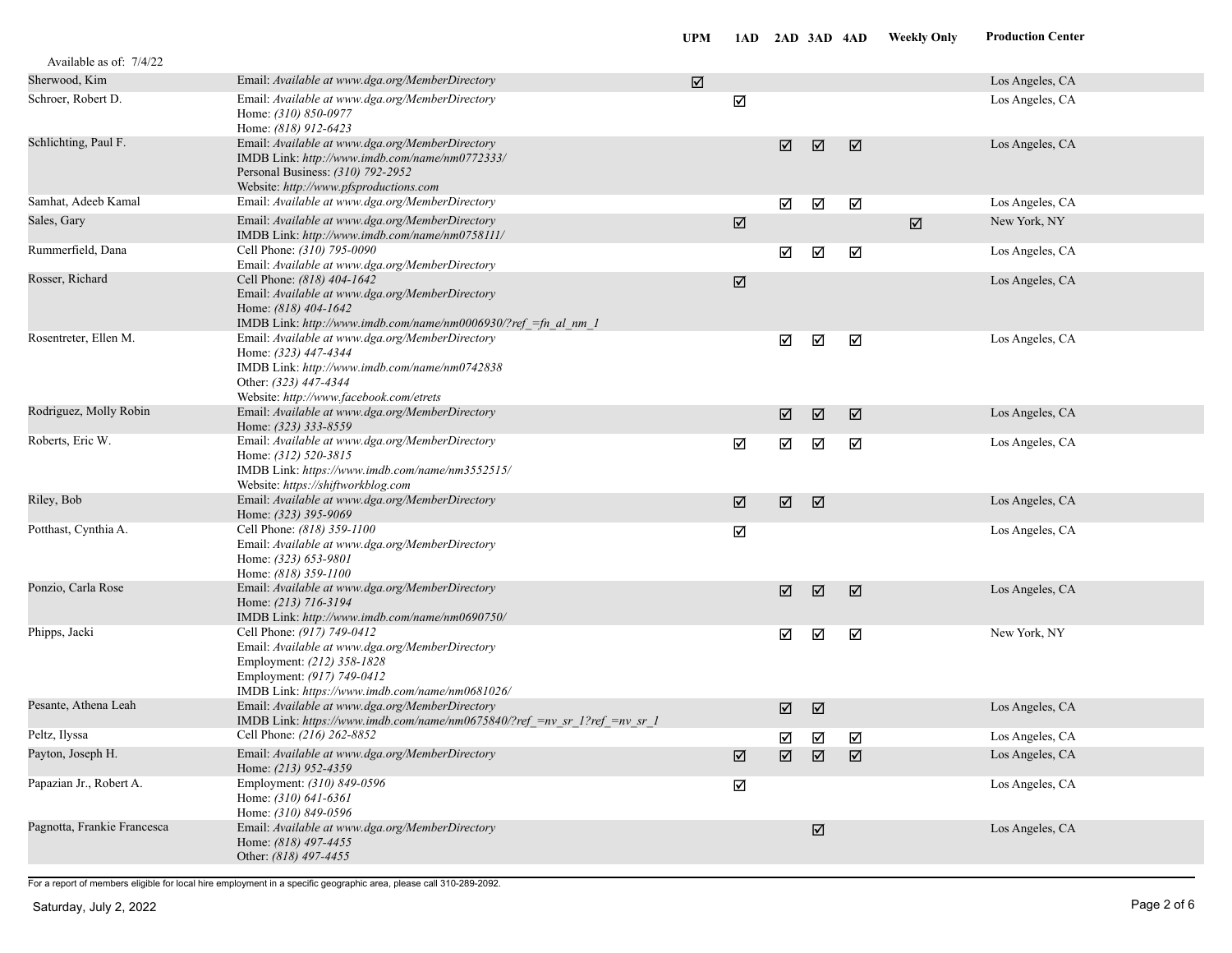Available as of: 7/4/22

| Name | Contact | UPM | 1AD | 2AD | 3AD | 4AD | Weekly Only | Production Center |
|---|---|---|---|---|---|---|---|---|
| Sherwood, Kim | Email: *Available at www.dga.org/MemberDirectory* | ☑ | | | | | | Los Angeles, CA |
| Schroer, Robert D. | Email: *Available at www.dga.org/MemberDirectory*<br>Home: *(310) 850-0977*<br>Home: *(818) 912-6423* | | ☑ | | | | | Los Angeles, CA |
| Schlichting, Paul F. | Email: *Available at www.dga.org/MemberDirectory*<br>IMDB Link: *http://www.imdb.com/name/nm0772333/*<br>Personal Business: *(310) 792-2952*<br>Website: *http://www.pfsproductions.com* | | | ☑ | ☑ | ☑ | | Los Angeles, CA |
| Samhat, Adeeb Kamal | Email: *Available at www.dga.org/MemberDirectory* | | | ☑ | ☑ | ☑ | | Los Angeles, CA |
| Sales, Gary | Email: *Available at www.dga.org/MemberDirectory*<br>IMDB Link: *http://www.imdb.com/name/nm0758111/* | | ☑ | | | | ☑ | New York, NY |
| Rummerfield, Dana | Cell Phone: *(310) 795-0090*<br>Email: *Available at www.dga.org/MemberDirectory* | | | ☑ | ☑ | ☑ | | Los Angeles, CA |
| Rosser, Richard | Cell Phone: *(818) 404-1642*<br>Email: *Available at www.dga.org/MemberDirectory*<br>Home: *(818) 404-1642*<br>IMDB Link: *http://www.imdb.com/name/nm0006930/?ref_=fn_al_nm_1* | | ☑ | | | | | Los Angeles, CA |
| Rosentreter, Ellen M. | Email: *Available at www.dga.org/MemberDirectory*<br>Home: *(323) 447-4344*<br>IMDB Link: *http://www.imdb.com/name/nm0742838*<br>Other: *(323) 447-4344*<br>Website: *http://www.facebook.com/etrets* | | | ☑ | ☑ | ☑ | | Los Angeles, CA |
| Rodriguez, Molly Robin | Email: *Available at www.dga.org/MemberDirectory*<br>Home: *(323) 333-8559* | | | ☑ | ☑ | ☑ | | Los Angeles, CA |
| Roberts, Eric W. | Email: *Available at www.dga.org/MemberDirectory*<br>Home: *(312) 520-3815*<br>IMDB Link: *https://www.imdb.com/name/nm3552515/*<br>Website: *https://shiftworkblog.com* | | ☑ | ☑ | ☑ | ☑ | | Los Angeles, CA |
| Riley, Bob | Email: *Available at www.dga.org/MemberDirectory*<br>Home: *(323) 395-9069* | | ☑ | ☑ | ☑ | | | Los Angeles, CA |
| Potthast, Cynthia A. | Cell Phone: *(818) 359-1100*<br>Email: *Available at www.dga.org/MemberDirectory*<br>Home: *(323) 653-9801*<br>Home: *(818) 359-1100* | | ☑ | | | | | Los Angeles, CA |
| Ponzio, Carla Rose | Email: *Available at www.dga.org/MemberDirectory*<br>Home: *(213) 716-3194*<br>IMDB Link: *http://www.imdb.com/name/nm0690750/* | | | ☑ | ☑ | ☑ | | Los Angeles, CA |
| Phipps, Jacki | Cell Phone: *(917) 749-0412*<br>Email: *Available at www.dga.org/MemberDirectory*<br>Employment: *(212) 358-1828*<br>Employment: *(917) 749-0412*<br>IMDB Link: *https://www.imdb.com/name/nm0681026/* | | | ☑ | ☑ | ☑ | | New York, NY |
| Pesante, Athena Leah | Email: *Available at www.dga.org/MemberDirectory*<br>IMDB Link: *https://www.imdb.com/name/nm0675840/?ref_=nv_sr_1?ref_=nv_sr_1* | | | ☑ | ☑ | | | Los Angeles, CA |
| Peltz, Ilyssa | Cell Phone: *(216) 262-8852* | | | ☑ | ☑ | ☑ | | Los Angeles, CA |
| Payton, Joseph H. | Email: *Available at www.dga.org/MemberDirectory*<br>Home: *(213) 952-4359* | | ☑ | ☑ | ☑ | ☑ | | Los Angeles, CA |
| Papazian Jr., Robert A. | Employment: *(310) 849-0596*<br>Home: *(310) 641-6361*<br>Home: *(310) 849-0596* | | ☑ | | | | | Los Angeles, CA |
| Pagnotta, Frankie Francesca | Email: *Available at www.dga.org/MemberDirectory*<br>Home: *(818) 497-4455*<br>Other: *(818) 497-4455* | | | | ☑ | | | Los Angeles, CA |

For a report of members eligible for local hire employment in a specific geographic area, please call 310-289-2092.

Saturday, July 2, 2022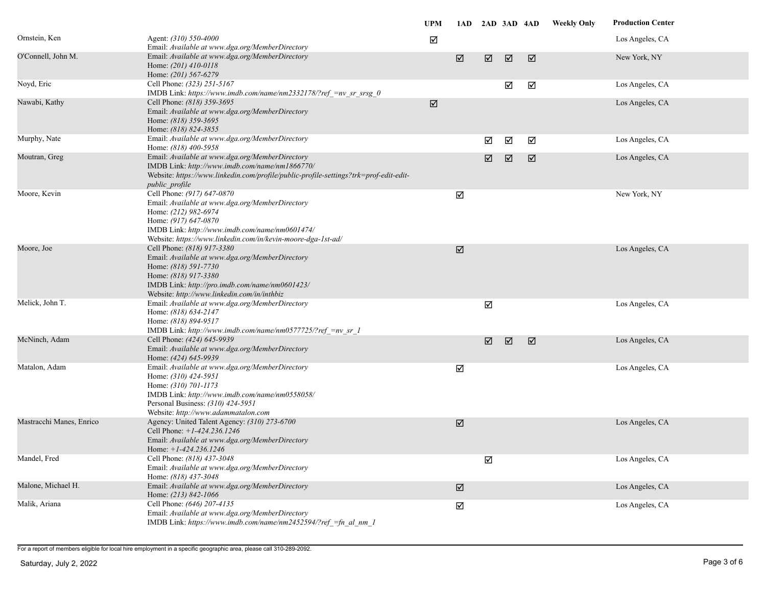| | | UPM | 1AD | 2AD | 3AD | 4AD | Weekly Only | Production Center |
|---|---|---|---|---|---|---|---|---|
| Ornstein, Ken | Agent: *(310) 550-4000*<br>Email: *Available at www.dga.org/MemberDirectory* | ☑ | | | | | | Los Angeles, CA |
| O'Connell, John M. | Email: *Available at www.dga.org/MemberDirectory*<br>Home: *(201) 410-0118*<br>Home: *(201) 567-6279* | | ☑ | ☑ | ☑ | ☑ | | New York, NY |
| Noyd, Eric | Cell Phone: *(323) 251-5167*<br>IMDB Link: *https://www.imdb.com/name/nm2332178/?ref_=nv_sr_srsg_0* | | | | ☑ | ☑ | | Los Angeles, CA |
| Nawabi, Kathy | Cell Phone: *(818) 359-3695*<br>Email: *Available at www.dga.org/MemberDirectory*<br>Home: *(818) 359-3695*<br>Home: *(818) 824-3855* | ☑ | | | | | | Los Angeles, CA |
| Murphy, Nate | Email: *Available at www.dga.org/MemberDirectory*<br>Home: *(818) 400-5958* | | | ☑ | ☑ | ☑ | | Los Angeles, CA |
| Moutran, Greg | Email: *Available at www.dga.org/MemberDirectory*<br>IMDB Link: *http://www.imdb.com/name/nm1866770/*<br>Website: *https://www.linkedin.com/profile/public-profile-settings?trk=prof-edit-edit-public_profile* | | | ☑ | ☑ | ☑ | | Los Angeles, CA |
| Moore, Kevin | Cell Phone: *(917) 647-0870*<br>Email: *Available at www.dga.org/MemberDirectory*<br>Home: *(212) 982-6974*<br>Home: *(917) 647-0870*<br>IMDB Link: *http://www.imdb.com/name/nm0601474/*<br>Website: *https://www.linkedin.com/in/kevin-moore-dga-1st-ad/* | | ☑ | | | | | New York, NY |
| Moore, Joe | Cell Phone: *(818) 917-3380*<br>Email: *Available at www.dga.org/MemberDirectory*<br>Home: *(818) 591-7730*<br>Home: *(818) 917-3380*<br>IMDB Link: *http://pro.imdb.com/name/nm0601423/*<br>Website: *http://www.linkedin.com/in/inthbiz* | | ☑ | | | | | Los Angeles, CA |
| Melick, John T. | Email: *Available at www.dga.org/MemberDirectory*<br>Home: *(818) 634-2147*<br>Home: *(818) 894-9517*<br>IMDB Link: *http://www.imdb.com/name/nm0577725/?ref_=nv_sr_1* | | | ☑ | | | | Los Angeles, CA |
| McNinch, Adam | Cell Phone: *(424) 645-9939*<br>Email: *Available at www.dga.org/MemberDirectory*<br>Home: *(424) 645-9939* | | | ☑ | ☑ | ☑ | | Los Angeles, CA |
| Matalon, Adam | Email: *Available at www.dga.org/MemberDirectory*<br>Home: *(310) 424-5951*<br>Home: *(310) 701-1173*<br>IMDB Link: *http://www.imdb.com/name/nm0558058/*<br>Personal Business: *(310) 424-5951*<br>Website: *http://www.adammatalon.com* | | ☑ | | | | | Los Angeles, CA |
| Mastracchi Manes, Enrico | Agency: United Talent Agency: *(310) 273-6700*<br>Cell Phone: *+1-424.236.1246*<br>Email: *Available at www.dga.org/MemberDirectory*<br>Home: *+1-424.236.1246* | | ☑ | | | | | Los Angeles, CA |
| Mandel, Fred | Cell Phone: *(818) 437-3048*<br>Email: *Available at www.dga.org/MemberDirectory*<br>Home: *(818) 437-3048* | | | ☑ | | | | Los Angeles, CA |
| Malone, Michael H. | Email: *Available at www.dga.org/MemberDirectory*<br>Home: *(213) 842-1066* | | ☑ | | | | | Los Angeles, CA |
| Malik, Ariana | Cell Phone: *(646) 207-4135*<br>Email: *Available at www.dga.org/MemberDirectory*<br>IMDB Link: *https://www.imdb.com/name/nm2452594/?ref_=fn_al_nm_1* | | ☑ | | | | | Los Angeles, CA |

For a report of members eligible for local hire employment in a specific geographic area, please call 310-289-2092.

Saturday, July 2, 2022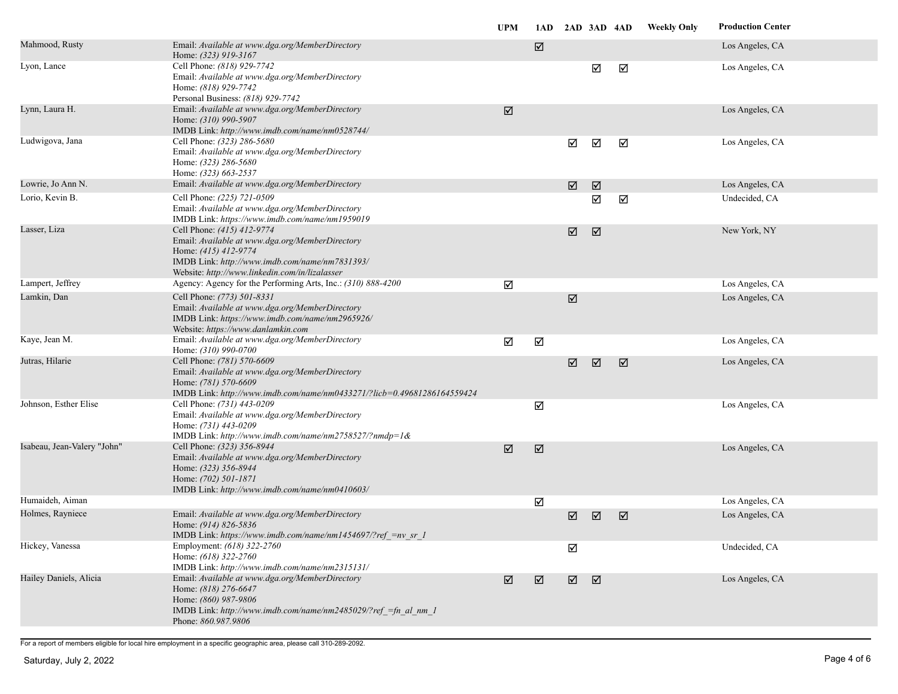| | | UPM | 1AD | 2AD | 3AD | 4AD | Weekly Only | Production Center |
|---|---|---|---|---|---|---|---|---|
| Mahmood, Rusty | Email: *Available at www.dga.org/MemberDirectory*<br>Home: *(323) 919-3167* | | ☑ | | | | | Los Angeles, CA |
| Lyon, Lance | Cell Phone: *(818) 929-7742*<br>Email: *Available at www.dga.org/MemberDirectory*<br>Home: *(818) 929-7742*<br>Personal Business: *(818) 929-7742* | | | | ☑ | ☑ | | Los Angeles, CA |
| Lynn, Laura H. | Email: *Available at www.dga.org/MemberDirectory*<br>Home: *(310) 990-5907*<br>IMDB Link: *http://www.imdb.com/name/nm0528744/* | ☑ | | | | | | Los Angeles, CA |
| Ludwigova, Jana | Cell Phone: *(323) 286-5680*<br>Email: *Available at www.dga.org/MemberDirectory*<br>Home: *(323) 286-5680*<br>Home: *(323) 663-2537* | | | ☑ | ☑ | ☑ | | Los Angeles, CA |
| Lowrie, Jo Ann N. | Email: *Available at www.dga.org/MemberDirectory* | | | ☑ | ☑ | | | Los Angeles, CA |
| Lorio, Kevin B. | Cell Phone: *(225) 721-0509*<br>Email: *Available at www.dga.org/MemberDirectory*<br>IMDB Link: *https://www.imdb.com/name/nm1959019* | | | | ☑ | ☑ | | Undecided, CA |
| Lasser, Liza | Cell Phone: *(415) 412-9774*<br>Email: *Available at www.dga.org/MemberDirectory*<br>Home: *(415) 412-9774*<br>IMDB Link: *http://www.imdb.com/name/nm7831393/*<br>Website: *http://www.linkedin.com/in/lizalasser* | | | ☑ | ☑ | | | New York, NY |
| Lampert, Jeffrey | Agency: Agency for the Performing Arts, Inc.: *(310) 888-4200* | ☑ | | | | | | Los Angeles, CA |
| Lamkin, Dan | Cell Phone: *(773) 501-8331*<br>Email: *Available at www.dga.org/MemberDirectory*<br>IMDB Link: *https://www.imdb.com/name/nm2965926/*<br>Website: *https://www.danlamkin.com* | | | ☑ | | | | Los Angeles, CA |
| Kaye, Jean M. | Email: *Available at www.dga.org/MemberDirectory*<br>Home: *(310) 990-0700* | ☑ | ☑ | | | | | Los Angeles, CA |
| Jutras, Hilarie | Cell Phone: *(781) 570-6609*<br>Email: *Available at www.dga.org/MemberDirectory*<br>Home: *(781) 570-6609*<br>IMDB Link: *http://www.imdb.com/name/nm0433271/?licb=0.49681286164559424* | | | ☑ | ☑ | ☑ | | Los Angeles, CA |
| Johnson, Esther Elise | Cell Phone: *(731) 443-0209*<br>Email: *Available at www.dga.org/MemberDirectory*<br>Home: *(731) 443-0209*<br>IMDB Link: *http://www.imdb.com/name/nm2758527/?nmdp=1&* | | ☑ | | | | | Los Angeles, CA |
| Isabeau, Jean-Valery "John" | Cell Phone: *(323) 356-8944*<br>Email: *Available at www.dga.org/MemberDirectory*<br>Home: *(323) 356-8944*<br>Home: *(702) 501-1871*<br>IMDB Link: *http://www.imdb.com/name/nm0410603/* | ☑ | ☑ | | | | | Los Angeles, CA |
| Humaideh, Aiman | | | ☑ | | | | | Los Angeles, CA |
| Holmes, Rayniece | Email: *Available at www.dga.org/MemberDirectory*<br>Home: *(914) 826-5836*<br>IMDB Link: *https://www.imdb.com/name/nm1454697/?ref_=nv_sr_1* | | | ☑ | ☑ | ☑ | | Los Angeles, CA |
| Hickey, Vanessa | Employment: *(618) 322-2760*<br>Home: *(618) 322-2760*<br>IMDB Link: *http://www.imdb.com/name/nm2315131/* | | | ☑ | | | | Undecided, CA |
| Hailey Daniels, Alicia | Email: *Available at www.dga.org/MemberDirectory*<br>Home: *(818) 276-6647*<br>Home: *(860) 987-9806*<br>IMDB Link: *http://www.imdb.com/name/nm2485029/?ref_=fn_al_nm_1*<br>Phone: *860.987.9806* | ☑ | ☑ | ☑ | ☑ | | | Los Angeles, CA |

For a report of members eligible for local hire employment in a specific geographic area, please call 310-289-2092.

Saturday, July 2, 2022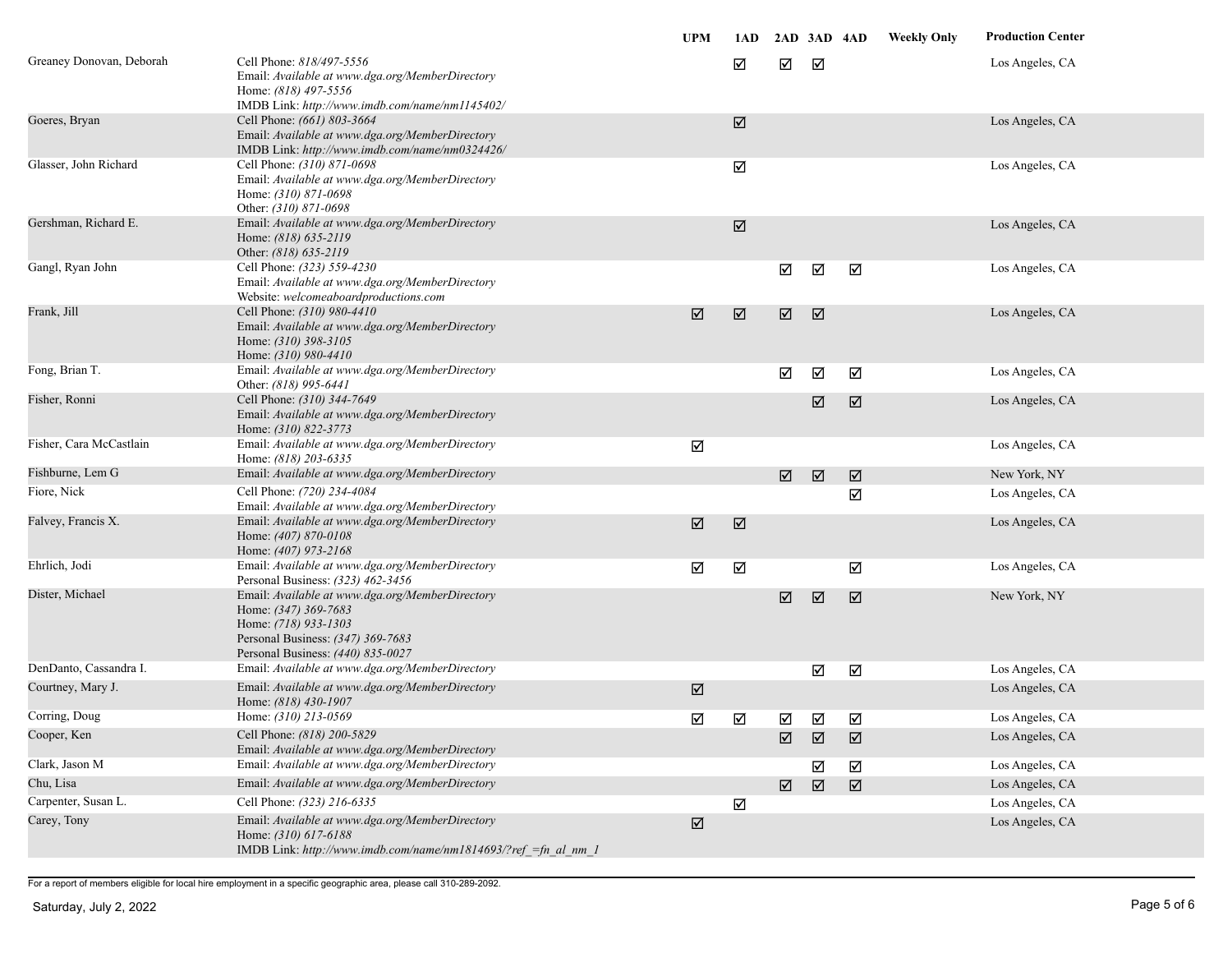| | | UPM | 1AD | 2AD | 3AD | 4AD | Weekly Only | Production Center |
|---|---|---|---|---|---|---|---|---|
| Greaney Donovan, Deborah | Cell Phone: *818/497-5556*<br>Email: *Available at www.dga.org/MemberDirectory*<br>Home: *(818) 497-5556*<br>IMDB Link: *http://www.imdb.com/name/nm1145402/* | | ☑ | ☑ | ☑ | | | Los Angeles, CA |
| Goeres, Bryan | Cell Phone: *(661) 803-3664*<br>Email: *Available at www.dga.org/MemberDirectory*<br>IMDB Link: *http://www.imdb.com/name/nm0324426/* | | ☑ | | | | | Los Angeles, CA |
| Glasser, John Richard | Cell Phone: *(310) 871-0698*<br>Email: *Available at www.dga.org/MemberDirectory*<br>Home: *(310) 871-0698*<br>Other: *(310) 871-0698* | | ☑ | | | | | Los Angeles, CA |
| Gershman, Richard E. | Email: *Available at www.dga.org/MemberDirectory*<br>Home: *(818) 635-2119*<br>Other: *(818) 635-2119* | | ☑ | | | | | Los Angeles, CA |
| Gangl, Ryan John | Cell Phone: *(323) 559-4230*<br>Email: *Available at www.dga.org/MemberDirectory*<br>Website: *welcomeaboardproductions.com* | | | ☑ | ☑ | ☑ | | Los Angeles, CA |
| Frank, Jill | Cell Phone: *(310) 980-4410*<br>Email: *Available at www.dga.org/MemberDirectory*<br>Home: *(310) 398-3105*<br>Home: *(310) 980-4410* | ☑ | ☑ | ☑ | ☑ | | | Los Angeles, CA |
| Fong, Brian T. | Email: *Available at www.dga.org/MemberDirectory*<br>Other: *(818) 995-6441* | | | ☑ | ☑ | ☑ | | Los Angeles, CA |
| Fisher, Ronni | Cell Phone: *(310) 344-7649*<br>Email: *Available at www.dga.org/MemberDirectory*<br>Home: *(310) 822-3773* | | | | ☑ | ☑ | | Los Angeles, CA |
| Fisher, Cara McCastlain | Email: *Available at www.dga.org/MemberDirectory*<br>Home: *(818) 203-6335* | ☑ | | | | | | Los Angeles, CA |
| Fishburne, Lem G | Email: *Available at www.dga.org/MemberDirectory* | | | ☑ | ☑ | ☑ | | New York, NY |
| Fiore, Nick | Cell Phone: *(720) 234-4084*<br>Email: *Available at www.dga.org/MemberDirectory* | | | | | ☑ | | Los Angeles, CA |
| Falvey, Francis X. | Email: *Available at www.dga.org/MemberDirectory*<br>Home: *(407) 870-0108*<br>Home: *(407) 973-2168* | ☑ | ☑ | | | | | Los Angeles, CA |
| Ehrlich, Jodi | Email: *Available at www.dga.org/MemberDirectory*<br>Personal Business: *(323) 462-3456* | ☑ | ☑ | | | ☑ | | Los Angeles, CA |
| Dister, Michael | Email: *Available at www.dga.org/MemberDirectory*<br>Home: *(347) 369-7683*<br>Home: *(718) 933-1303*<br>Personal Business: *(347) 369-7683*<br>Personal Business: *(440) 835-0027* | | | ☑ | ☑ | ☑ | | New York, NY |
| DenDanto, Cassandra I. | Email: *Available at www.dga.org/MemberDirectory* | | | | ☑ | ☑ | | Los Angeles, CA |
| Courtney, Mary J. | Email: *Available at www.dga.org/MemberDirectory*<br>Home: *(818) 430-1907* | ☑ | | | | | | Los Angeles, CA |
| Corring, Doug | Home: *(310) 213-0569* | ☑ | ☑ | ☑ | ☑ | ☑ | | Los Angeles, CA |
| Cooper, Ken | Cell Phone: *(818) 200-5829*<br>Email: *Available at www.dga.org/MemberDirectory* | | | ☑ | ☑ | ☑ | | Los Angeles, CA |
| Clark, Jason M | Email: *Available at www.dga.org/MemberDirectory* | | | | ☑ | ☑ | | Los Angeles, CA |
| Chu, Lisa | Email: *Available at www.dga.org/MemberDirectory* | | | ☑ | ☑ | ☑ | | Los Angeles, CA |
| Carpenter, Susan L. | Cell Phone: *(323) 216-6335* | | ☑ | | | | | Los Angeles, CA |
| Carey, Tony | Email: *Available at www.dga.org/MemberDirectory*<br>Home: *(310) 617-6188*<br>IMDB Link: *http://www.imdb.com/name/nm1814693/?ref_=fn_al_nm_1* | ☑ | | | | | | Los Angeles, CA |

For a report of members eligible for local hire employment in a specific geographic area, please call 310-289-2092.

Saturday, July 2, 2022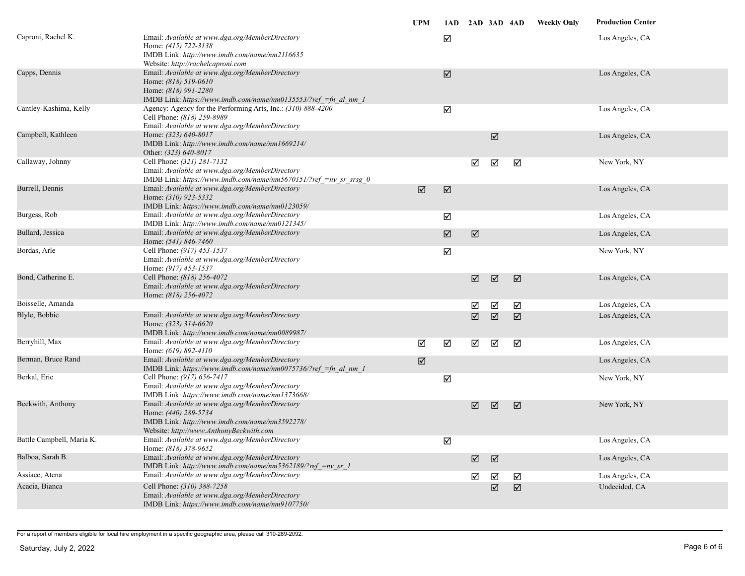| | | UPM | 1AD | 2AD | 3AD | 4AD | Weekly Only | Production Center |
|---|---|---|---|---|---|---|---|---|
| Caproni, Rachel K. | Email: *Available at www.dga.org/MemberDirectory*<br>Home: *(415) 722-3138*<br>IMDB Link: *http://www.imdb.com/name/nm2116635*<br>Website: *http://rachelcaproni.com* | | ☑ | | | | | Los Angeles, CA |
| Capps, Dennis | Email: *Available at www.dga.org/MemberDirectory*<br>Home: *(818) 519-0610*<br>Home: *(818) 991-2280*<br>IMDB Link: *https://www.imdb.com/name/nm0135553/?ref_=fn_al_nm_1* | | ☑ | | | | | Los Angeles, CA |
| Cantley-Kashima, Kelly | Agency: Agency for the Performing Arts, Inc.: *(310) 888-4200*<br>Cell Phone: *(818) 259-8989*<br>Email: *Available at www.dga.org/MemberDirectory* | | ☑ | | | | | Los Angeles, CA |
| Campbell, Kathleen | Home: *(323) 640-8017*<br>IMDB Link: *http://www.imdb.com/name/nm1669214/*<br>Other: *(323) 640-8017* | | | | ☑ | | | Los Angeles, CA |
| Callaway, Johnny | Cell Phone: *(321) 281-7132*<br>Email: *Available at www.dga.org/MemberDirectory*<br>IMDB Link: *https://www.imdb.com/name/nm5670151/?ref_=nv_sr_srsg_0* | | | ☑ | ☑ | ☑ | | New York, NY |
| Burrell, Dennis | Email: *Available at www.dga.org/MemberDirectory*<br>Home: *(310) 923-5332*<br>IMDB Link: *https://www.imdb.com/name/nm0123059/* | ☑ | ☑ | | | | | Los Angeles, CA |
| Burgess, Rob | Email: *Available at www.dga.org/MemberDirectory*<br>IMDB Link: *http://www.imdb.com/name/nm0121345/* | | ☑ | | | | | Los Angeles, CA |
| Bullard, Jessica | Email: *Available at www.dga.org/MemberDirectory*<br>Home: *(541) 846-7460* | | ☑ | ☑ | | | | Los Angeles, CA |
| Bordas, Arle | Cell Phone: *(917) 453-1537*<br>Email: *Available at www.dga.org/MemberDirectory*<br>Home: *(917) 453-1537* | | ☑ | | | | | New York, NY |
| Bond, Catherine E. | Cell Phone: *(818) 256-4072*<br>Email: *Available at www.dga.org/MemberDirectory*<br>Home: *(818) 256-4072* | | | ☑ | ☑ | ☑ | | Los Angeles, CA |
| Boisselle, Amanda | | | | ☑ | ☑ | ☑ | | Los Angeles, CA |
| Blyle, Bobbie | Email: *Available at www.dga.org/MemberDirectory*<br>Home: *(323) 314-6620*<br>IMDB Link: *http://www.imdb.com/name/nm0089987/* | | | ☑ | ☑ | ☑ | | Los Angeles, CA |
| Berryhill, Max | Email: *Available at www.dga.org/MemberDirectory*<br>Home: *(619) 892-4110* | ☑ | ☑ | ☑ | ☑ | ☑ | | Los Angeles, CA |
| Berman, Bruce Rand | Email: *Available at www.dga.org/MemberDirectory*<br>IMDB Link: *https://www.imdb.com/name/nm0075736/?ref_=fn_al_nm_1* | ☑ | | | | | | Los Angeles, CA |
| Berkal, Eric | Cell Phone: *(917) 656-7417*<br>Email: *Available at www.dga.org/MemberDirectory*<br>IMDB Link: *https://www.imdb.com/name/nm1373668/* | | ☑ | | | | | New York, NY |
| Beckwith, Anthony | Email: *Available at www.dga.org/MemberDirectory*<br>Home: *(440) 289-5734*<br>IMDB Link: *http://www.imdb.com/name/nm3592278/*<br>Website: *http://www.AnthonyBeckwith.com* | | | ☑ | ☑ | ☑ | | New York, NY |
| Battle Campbell, Maria K. | Email: *Available at www.dga.org/MemberDirectory*<br>Home: *(818) 378-9652* | | ☑ | | | | | Los Angeles, CA |
| Balboa, Sarah B. | Email: *Available at www.dga.org/MemberDirectory*<br>IMDB Link: *http://www.imdb.com/name/nm5362189/?ref_=nv_sr_1* | | | ☑ | ☑ | | | Los Angeles, CA |
| Assiaee, Atena | Email: *Available at www.dga.org/MemberDirectory* | | | ☑ | ☑ | ☑ | | Los Angeles, CA |
| Acacia, Bianca | Cell Phone: *(310) 388-7258*<br>Email: *Available at www.dga.org/MemberDirectory*<br>IMDB Link: *https://www.imdb.com/name/nm9107750/* | | | | ☑ | ☑ | | Undecided, CA |

For a report of members eligible for local hire employment in a specific geographic area, please call 310-289-2092.

Saturday, July 2, 2022